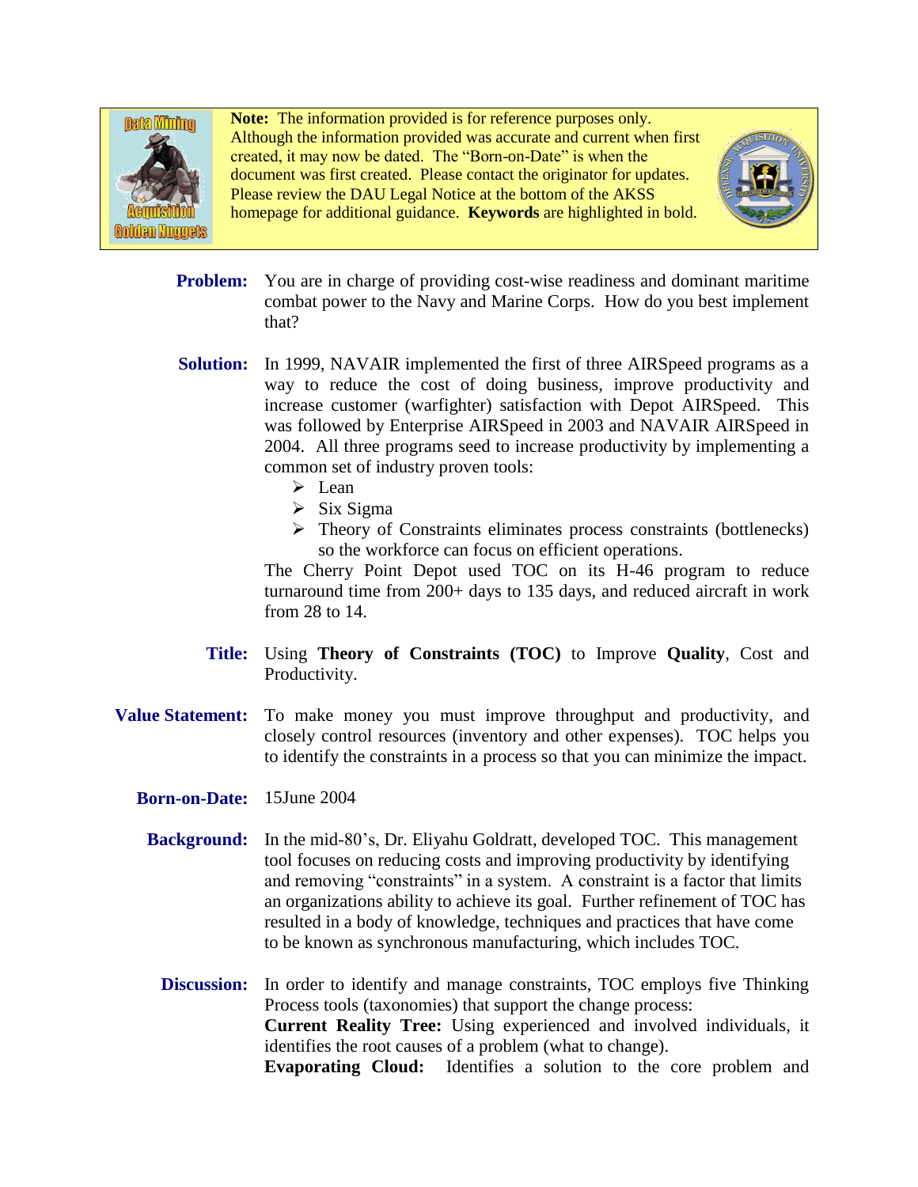**Note:** The information provided is for reference purposes only. Although the information provided was accurate and current when first created, it may now be dated. The "Born-on-Date" is when the document was first created. Please contact the originator for updates. Please review the DAU Legal Notice at the bottom of the AKSS homepage for additional guidance. **Keywords** are highlighted in bold.

**Problem:** You are in charge of providing cost-wise readiness and dominant maritime combat power to the Navy and Marine Corps. How do you best implement that?

**Solution:** In 1999, NAVAIR implemented the first of three AIRSpeed programs as a way to reduce the cost of doing business, improve productivity and increase customer (warfighter) satisfaction with Depot AIRSpeed. This was followed by Enterprise AIRSpeed in 2003 and NAVAIR AIRSpeed in 2004. All three programs seed to increase productivity by implementing a common set of industry proven tools:

- Lean
- Six Sigma
- Theory of Constraints eliminates process constraints (bottlenecks) so the workforce can focus on efficient operations.

The Cherry Point Depot used TOC on its H-46 program to reduce turnaround time from 200+ days to 135 days, and reduced aircraft in work from 28 to 14.

**Title:** Using **Theory of Constraints (TOC)** to Improve **Quality**, Cost and Productivity.

**Value Statement:** To make money you must improve throughput and productivity, and closely control resources (inventory and other expenses). TOC helps you to identify the constraints in a process so that you can minimize the impact.

**Born-on-Date:** 15June 2004

**Background:** In the mid-80's, Dr. Eliyahu Goldratt, developed TOC. This management tool focuses on reducing costs and improving productivity by identifying and removing "constraints" in a system. A constraint is a factor that limits an organizations ability to achieve its goal. Further refinement of TOC has resulted in a body of knowledge, techniques and practices that have come to be known as synchronous manufacturing, which includes TOC.

**Discussion:** In order to identify and manage constraints, TOC employs five Thinking Process tools (taxonomies) that support the change process:

**Current Reality Tree:** Using experienced and involved individuals, it identifies the root causes of a problem (what to change).

**Evaporating Cloud:** Identifies a solution to the core problem and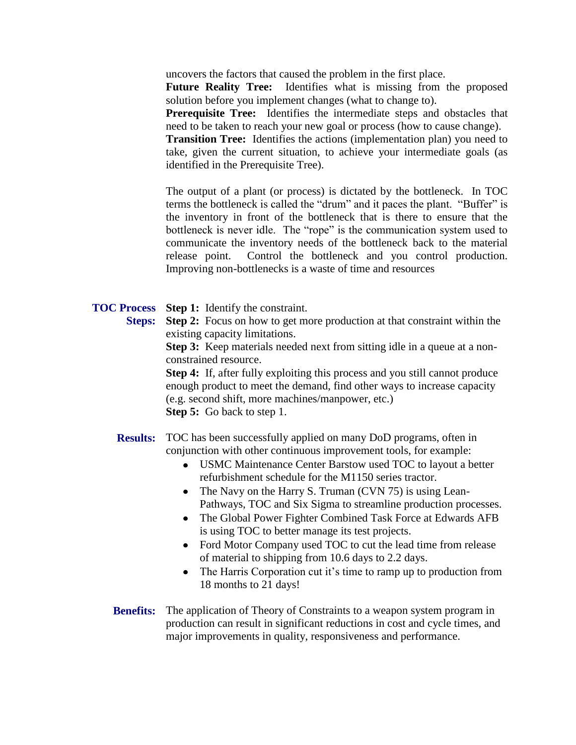uncovers the factors that caused the problem in the first place.

**Future Reality Tree:** Identifies what is missing from the proposed solution before you implement changes (what to change to).

**Prerequisite Tree:** Identifies the intermediate steps and obstacles that need to be taken to reach your new goal or process (how to cause change).

**Transition Tree:** Identifies the actions (implementation plan) you need to take, given the current situation, to achieve your intermediate goals (as identified in the Prerequisite Tree).

The output of a plant (or process) is dictated by the bottleneck. In TOC terms the bottleneck is called the "drum" and it paces the plant. "Buffer" is the inventory in front of the bottleneck that is there to ensure that the bottleneck is never idle. The "rope" is the communication system used to communicate the inventory needs of the bottleneck back to the material release point. Control the bottleneck and you control production. Improving non-bottlenecks is a waste of time and resources

**TOC Process Steps:**

**Step 1:** Identify the constraint.

**Step 2:** Focus on how to get more production at that constraint within the existing capacity limitations.

**Step 3:** Keep materials needed next from sitting idle in a queue at a non-constrained resource.

**Step 4:** If, after fully exploiting this process and you still cannot produce enough product to meet the demand, find other ways to increase capacity (e.g. second shift, more machines/manpower, etc.)

**Step 5:** Go back to step 1.

**Results:** TOC has been successfully applied on many DoD programs, often in conjunction with other continuous improvement tools, for example:

- USMC Maintenance Center Barstow used TOC to layout a better refurbishment schedule for the M1150 series tractor.
- The Navy on the Harry S. Truman (CVN 75) is using Lean-Pathways, TOC and Six Sigma to streamline production processes.
- The Global Power Fighter Combined Task Force at Edwards AFB is using TOC to better manage its test projects.
- Ford Motor Company used TOC to cut the lead time from release of material to shipping from 10.6 days to 2.2 days.
- The Harris Corporation cut it's time to ramp up to production from 18 months to 21 days!

**Benefits:** The application of Theory of Constraints to a weapon system program in production can result in significant reductions in cost and cycle times, and major improvements in quality, responsiveness and performance.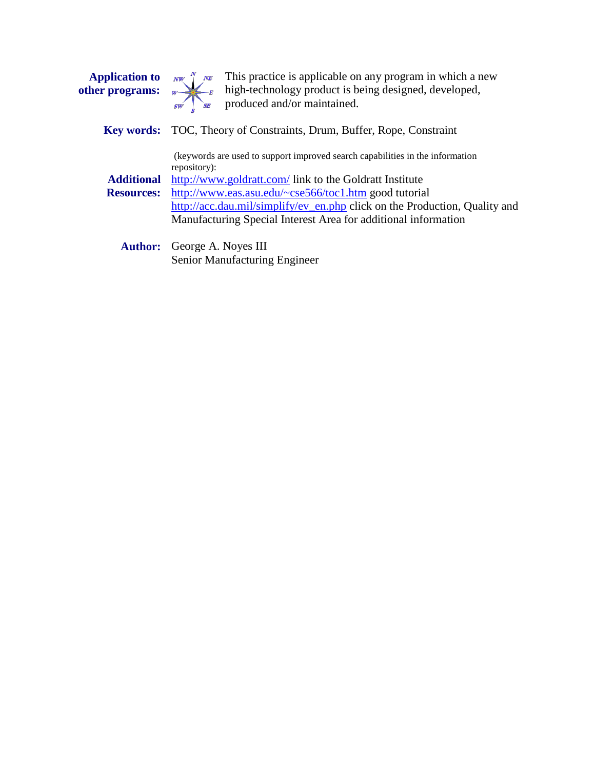**Application to other programs:** This practice is applicable on any program in which a new high-technology product is being designed, developed, produced and/or maintained.

**Key words:** TOC, Theory of Constraints, Drum, Buffer, Rope, Constraint

(keywords are used to support improved search capabilities in the information repository):

**Additional Resources:** http://www.goldratt.com/ link to the Goldratt Institute
http://www.eas.asu.edu/~cse566/toc1.htm good tutorial
http://acc.dau.mil/simplify/ev_en.php click on the Production, Quality and Manufacturing Special Interest Area for additional information

**Author:** George A. Noyes III
Senior Manufacturing Engineer